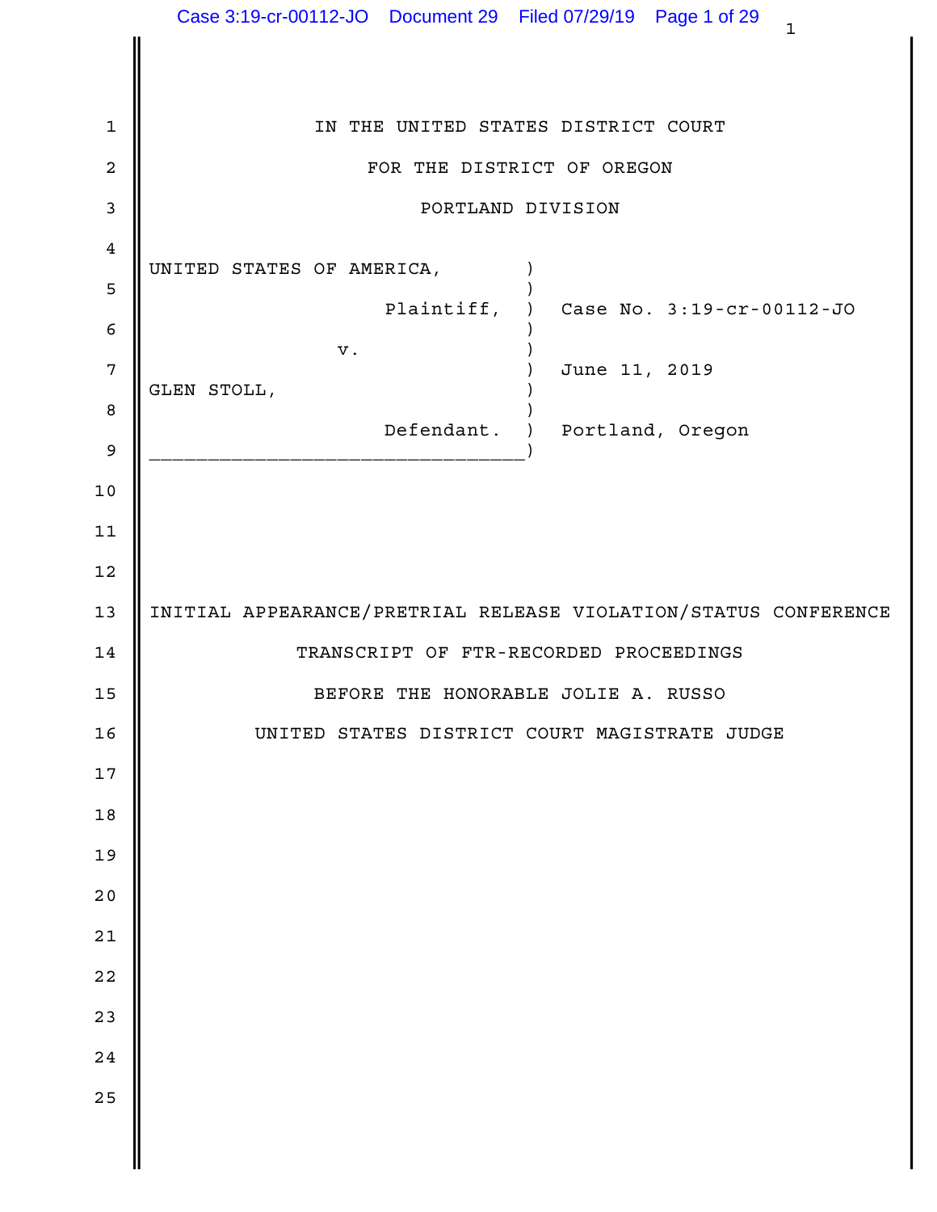IN THE UNITED STATES DISTRICT COURT

FOR THE DISTRICT OF OREGON

PORTLAND DIVISION

UNITED STATES OF AMERICA,
Plaintiff,

v.

GLEN STOLL,
Defendant.

Case No. 3:19-cr-00112-JO

June 11, 2019

Portland, Oregon

INITIAL APPEARANCE/PRETRIAL RELEASE VIOLATION/STATUS CONFERENCE

TRANSCRIPT OF FTR-RECORDED PROCEEDINGS

BEFORE THE HONORABLE JOLIE A. RUSSO

UNITED STATES DISTRICT COURT MAGISTRATE JUDGE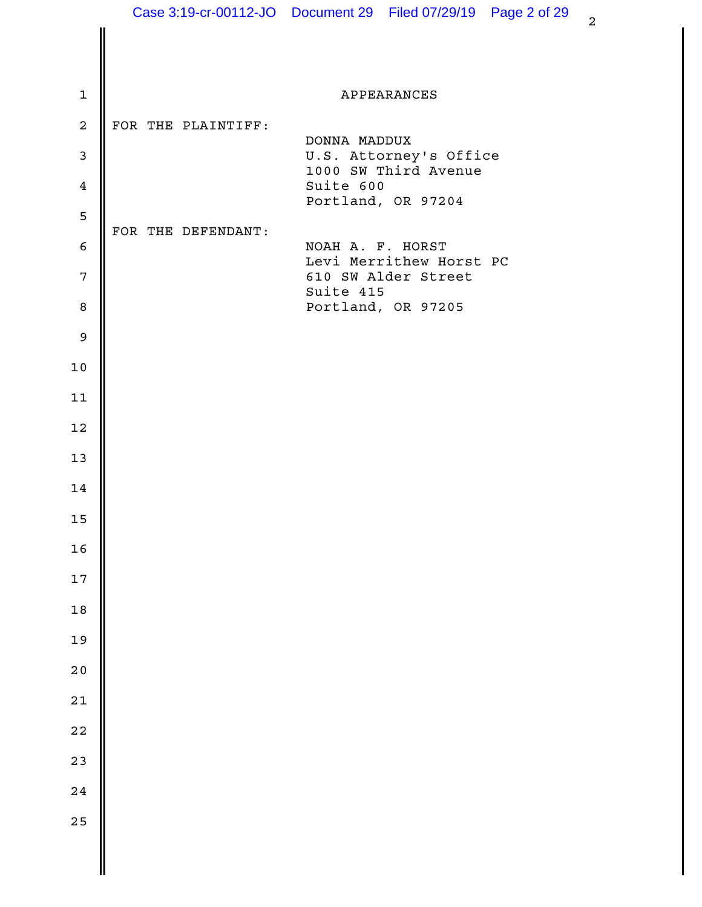# APPEARANCES

FOR THE PLAINTIFF:

DONNA MADDUX
U.S. Attorney's Office
1000 SW Third Avenue
Suite 600
Portland, OR 97204

FOR THE DEFENDANT:

NOAH A. F. HORST
Levi Merrithew Horst PC
610 SW Alder Street
Suite 415
Portland, OR 97205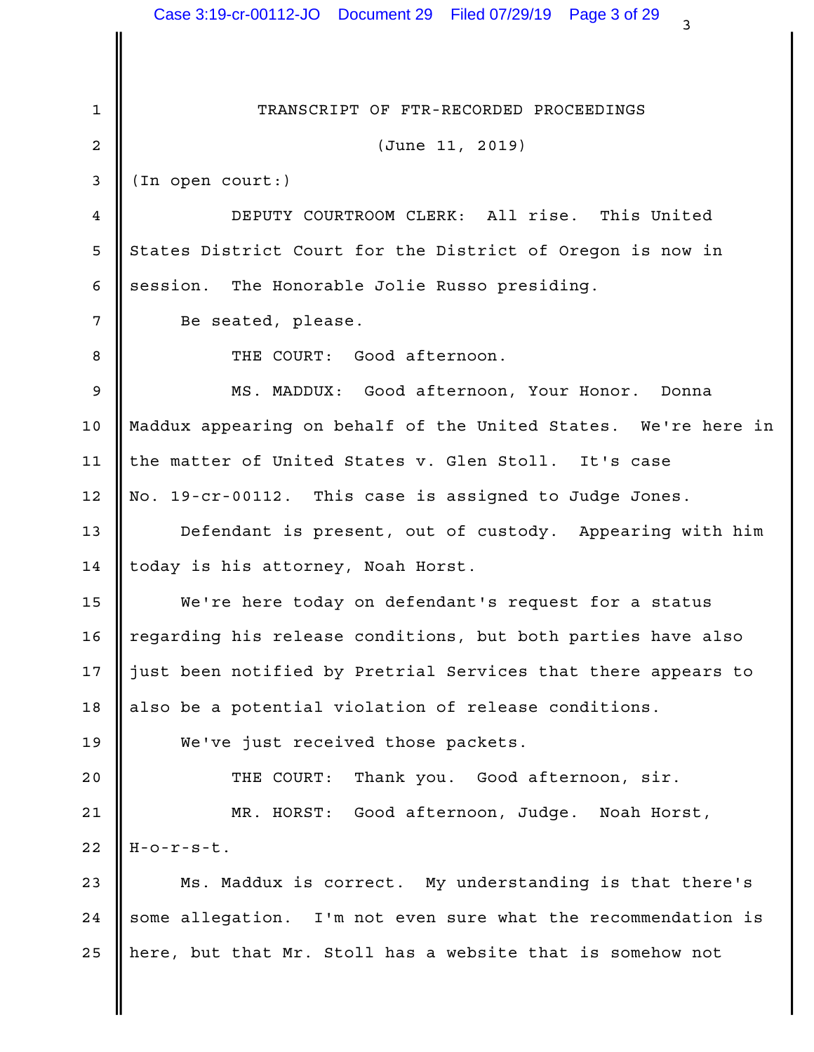TRANSCRIPT OF FTR-RECORDED PROCEEDINGS

(June 11, 2019)

(In open court:)

DEPUTY COURTROOM CLERK: All rise. This United States District Court for the District of Oregon is now in session. The Honorable Jolie Russo presiding.

Be seated, please.

THE COURT: Good afternoon.

MS. MADDUX: Good afternoon, Your Honor. Donna Maddux appearing on behalf of the United States. We're here in the matter of United States v. Glen Stoll. It's case No. 19-cr-00112. This case is assigned to Judge Jones.

Defendant is present, out of custody. Appearing with him today is his attorney, Noah Horst.

We're here today on defendant's request for a status regarding his release conditions, but both parties have also just been notified by Pretrial Services that there appears to also be a potential violation of release conditions.

We've just received those packets.

THE COURT: Thank you. Good afternoon, sir.

MR. HORST: Good afternoon, Judge. Noah Horst, H-o-r-s-t.

Ms. Maddux is correct. My understanding is that there's some allegation. I'm not even sure what the recommendation is here, but that Mr. Stoll has a website that is somehow not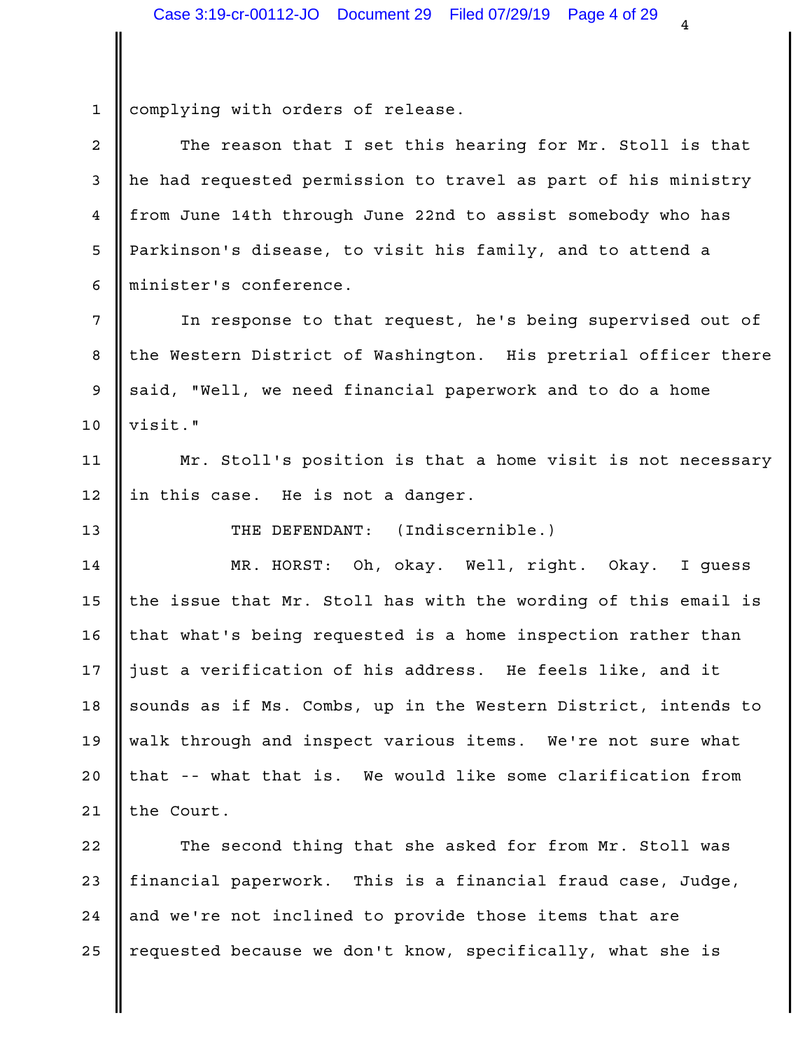complying with orders of release.

The reason that I set this hearing for Mr. Stoll is that he had requested permission to travel as part of his ministry from June 14th through June 22nd to assist somebody who has Parkinson's disease, to visit his family, and to attend a minister's conference.

In response to that request, he's being supervised out of the Western District of Washington. His pretrial officer there said, "Well, we need financial paperwork and to do a home visit."

Mr. Stoll's position is that a home visit is not necessary in this case. He is not a danger.

THE DEFENDANT: (Indiscernible.)

MR. HORST: Oh, okay. Well, right. Okay. I guess the issue that Mr. Stoll has with the wording of this email is that what's being requested is a home inspection rather than just a verification of his address. He feels like, and it sounds as if Ms. Combs, up in the Western District, intends to walk through and inspect various items. We're not sure what that -- what that is. We would like some clarification from the Court.

The second thing that she asked for from Mr. Stoll was financial paperwork. This is a financial fraud case, Judge, and we're not inclined to provide those items that are requested because we don't know, specifically, what she is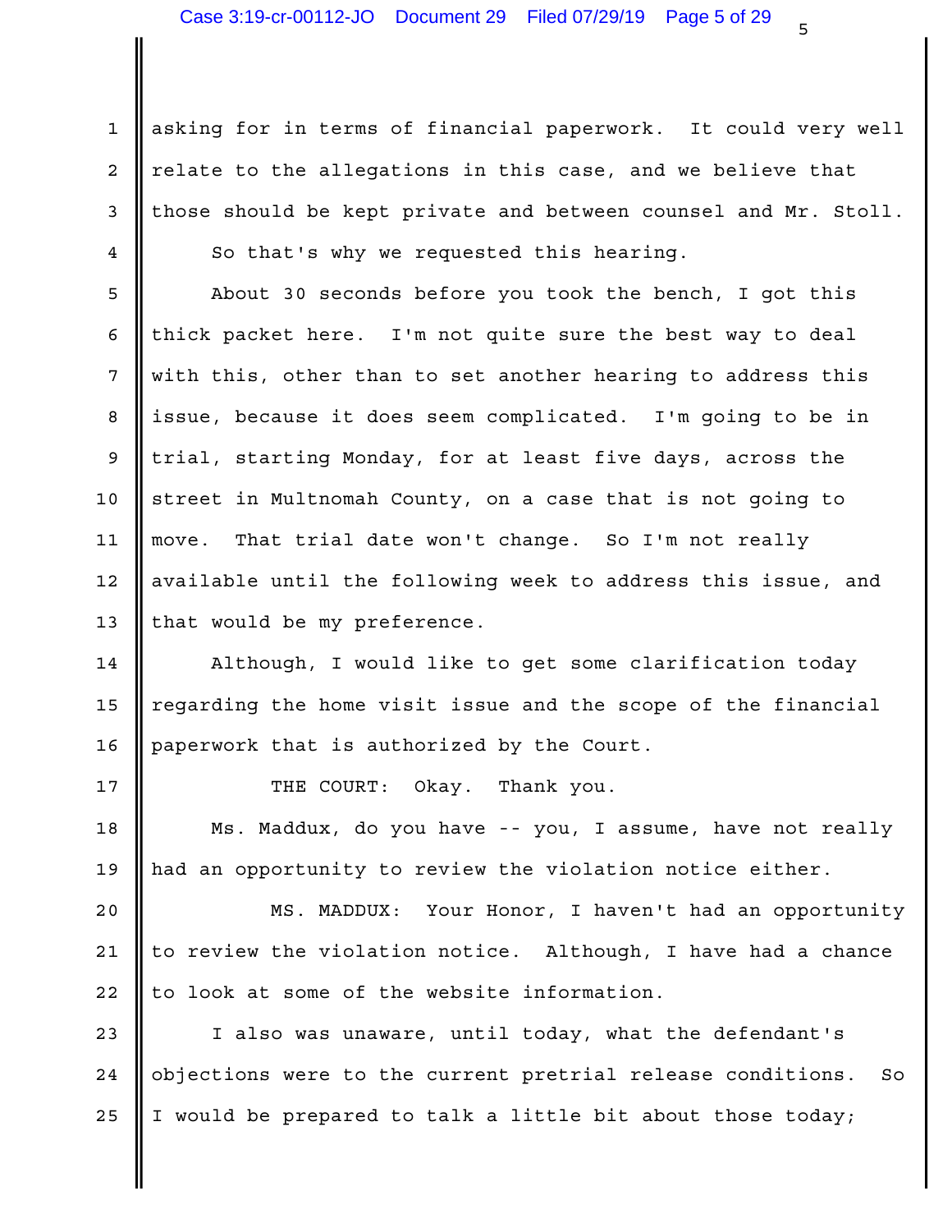asking for in terms of financial paperwork. It could very well relate to the allegations in this case, and we believe that those should be kept private and between counsel and Mr. Stoll.

So that's why we requested this hearing.

About 30 seconds before you took the bench, I got this thick packet here. I'm not quite sure the best way to deal with this, other than to set another hearing to address this issue, because it does seem complicated. I'm going to be in trial, starting Monday, for at least five days, across the street in Multnomah County, on a case that is not going to move. That trial date won't change. So I'm not really available until the following week to address this issue, and that would be my preference.

Although, I would like to get some clarification today regarding the home visit issue and the scope of the financial paperwork that is authorized by the Court.

THE COURT: Okay. Thank you.

Ms. Maddux, do you have -- you, I assume, have not really had an opportunity to review the violation notice either.

MS. MADDUX: Your Honor, I haven't had an opportunity to review the violation notice. Although, I have had a chance to look at some of the website information.

I also was unaware, until today, what the defendant's objections were to the current pretrial release conditions. So I would be prepared to talk a little bit about those today;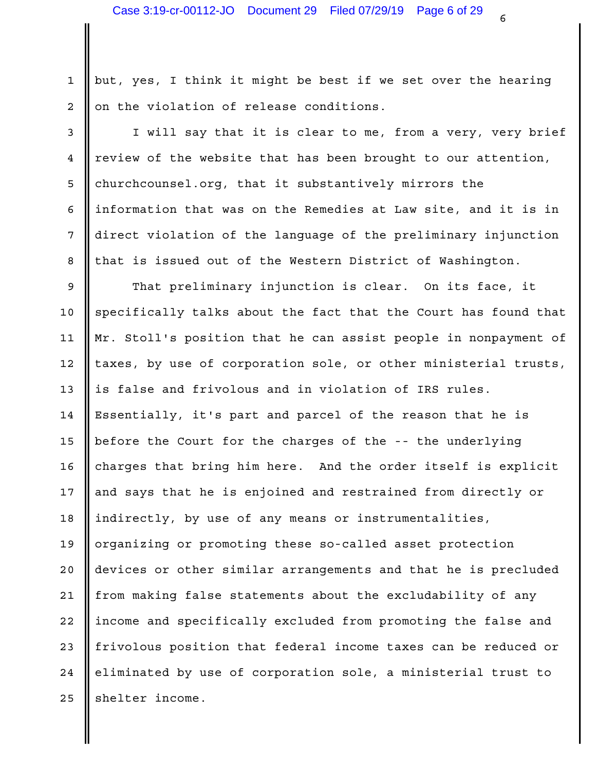but, yes, I think it might be best if we set over the hearing on the violation of release conditions.

I will say that it is clear to me, from a very, very brief review of the website that has been brought to our attention, churchcounsel.org, that it substantively mirrors the information that was on the Remedies at Law site, and it is in direct violation of the language of the preliminary injunction that is issued out of the Western District of Washington.

That preliminary injunction is clear. On its face, it specifically talks about the fact that the Court has found that Mr. Stoll's position that he can assist people in nonpayment of taxes, by use of corporation sole, or other ministerial trusts, is false and frivolous and in violation of IRS rules. Essentially, it's part and parcel of the reason that he is before the Court for the charges of the -- the underlying charges that bring him here. And the order itself is explicit and says that he is enjoined and restrained from directly or indirectly, by use of any means or instrumentalities, organizing or promoting these so-called asset protection devices or other similar arrangements and that he is precluded from making false statements about the excludability of any income and specifically excluded from promoting the false and frivolous position that federal income taxes can be reduced or eliminated by use of corporation sole, a ministerial trust to shelter income.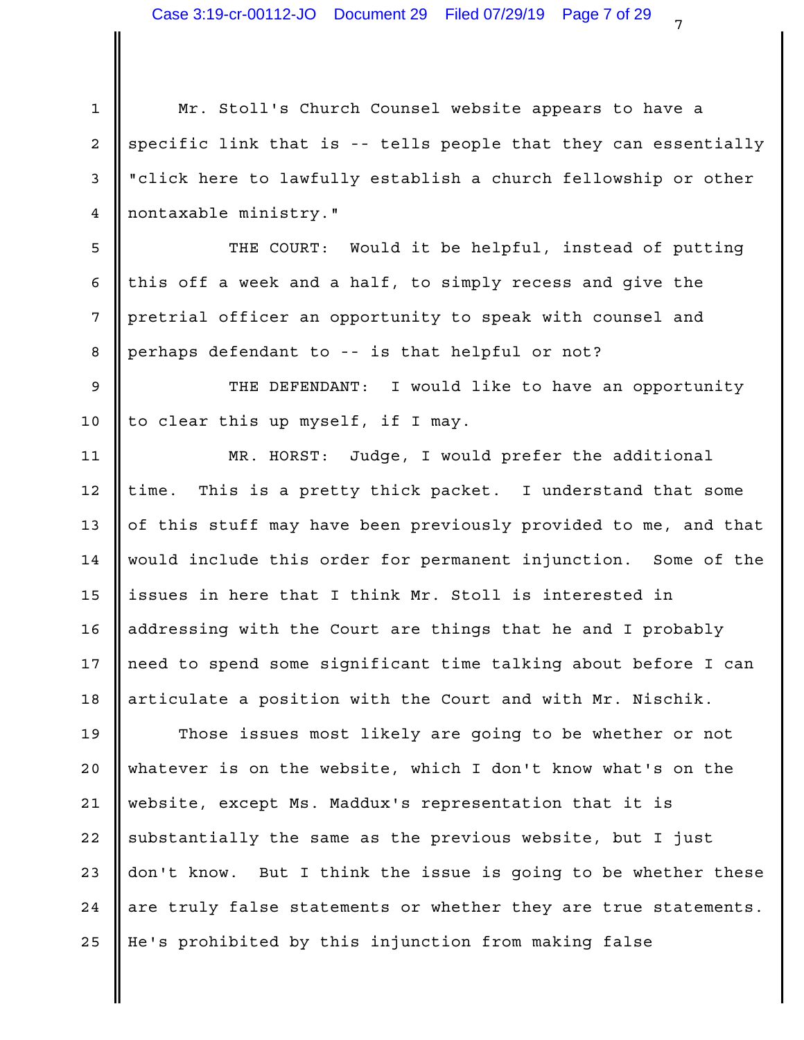Mr. Stoll's Church Counsel website appears to have a specific link that is -- tells people that they can essentially "click here to lawfully establish a church fellowship or other nontaxable ministry."

THE COURT: Would it be helpful, instead of putting this off a week and a half, to simply recess and give the pretrial officer an opportunity to speak with counsel and perhaps defendant to -- is that helpful or not?

THE DEFENDANT: I would like to have an opportunity to clear this up myself, if I may.

MR. HORST: Judge, I would prefer the additional time. This is a pretty thick packet. I understand that some of this stuff may have been previously provided to me, and that would include this order for permanent injunction. Some of the issues in here that I think Mr. Stoll is interested in addressing with the Court are things that he and I probably need to spend some significant time talking about before I can articulate a position with the Court and with Mr. Nischik.

Those issues most likely are going to be whether or not whatever is on the website, which I don't know what's on the website, except Ms. Maddux's representation that it is substantially the same as the previous website, but I just don't know. But I think the issue is going to be whether these are truly false statements or whether they are true statements. He's prohibited by this injunction from making false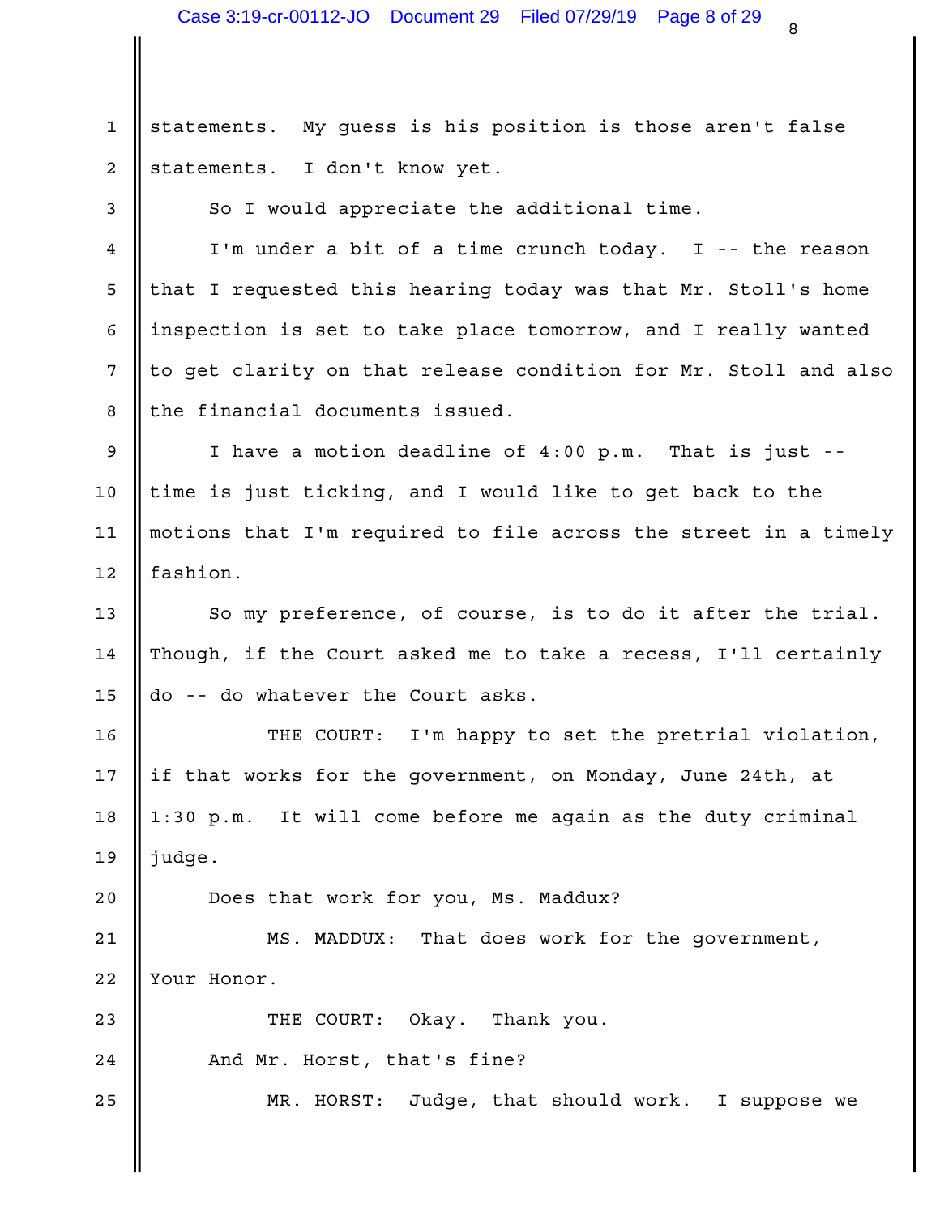statements. My guess is his position is those aren't false statements. I don't know yet.

So I would appreciate the additional time.

I'm under a bit of a time crunch today. I -- the reason that I requested this hearing today was that Mr. Stoll's home inspection is set to take place tomorrow, and I really wanted to get clarity on that release condition for Mr. Stoll and also the financial documents issued.

I have a motion deadline of 4:00 p.m. That is just -- time is just ticking, and I would like to get back to the motions that I'm required to file across the street in a timely fashion.

So my preference, of course, is to do it after the trial. Though, if the Court asked me to take a recess, I'll certainly do -- do whatever the Court asks.

THE COURT: I'm happy to set the pretrial violation, if that works for the government, on Monday, June 24th, at 1:30 p.m. It will come before me again as the duty criminal judge.

Does that work for you, Ms. Maddux?

MS. MADDUX: That does work for the government, Your Honor.

THE COURT: Okay. Thank you.

And Mr. Horst, that's fine?

MR. HORST: Judge, that should work. I suppose we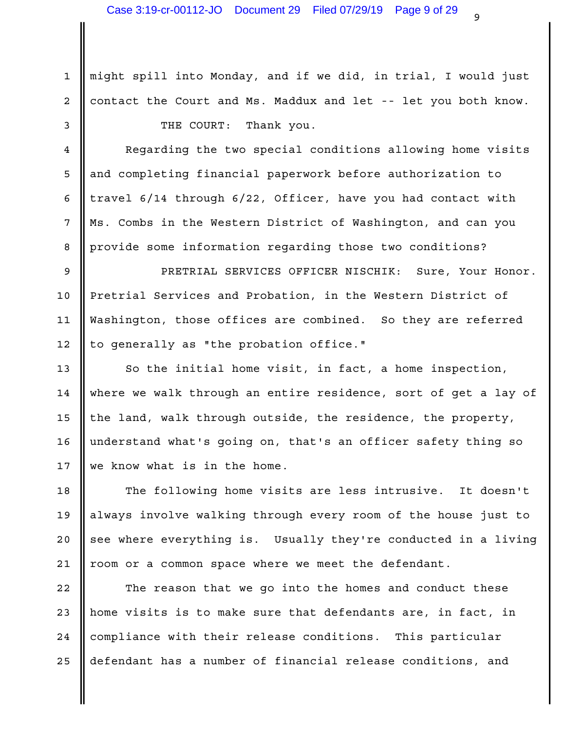might spill into Monday, and if we did, in trial, I would just contact the Court and Ms. Maddux and let -- let you both know.

THE COURT: Thank you.

Regarding the two special conditions allowing home visits and completing financial paperwork before authorization to travel 6/14 through 6/22, Officer, have you had contact with Ms. Combs in the Western District of Washington, and can you provide some information regarding those two conditions?

PRETRIAL SERVICES OFFICER NISCHIK: Sure, Your Honor. Pretrial Services and Probation, in the Western District of Washington, those offices are combined. So they are referred to generally as "the probation office."

So the initial home visit, in fact, a home inspection, where we walk through an entire residence, sort of get a lay of the land, walk through outside, the residence, the property, understand what's going on, that's an officer safety thing so we know what is in the home.

The following home visits are less intrusive. It doesn't always involve walking through every room of the house just to see where everything is. Usually they're conducted in a living room or a common space where we meet the defendant.

The reason that we go into the homes and conduct these home visits is to make sure that defendants are, in fact, in compliance with their release conditions. This particular defendant has a number of financial release conditions, and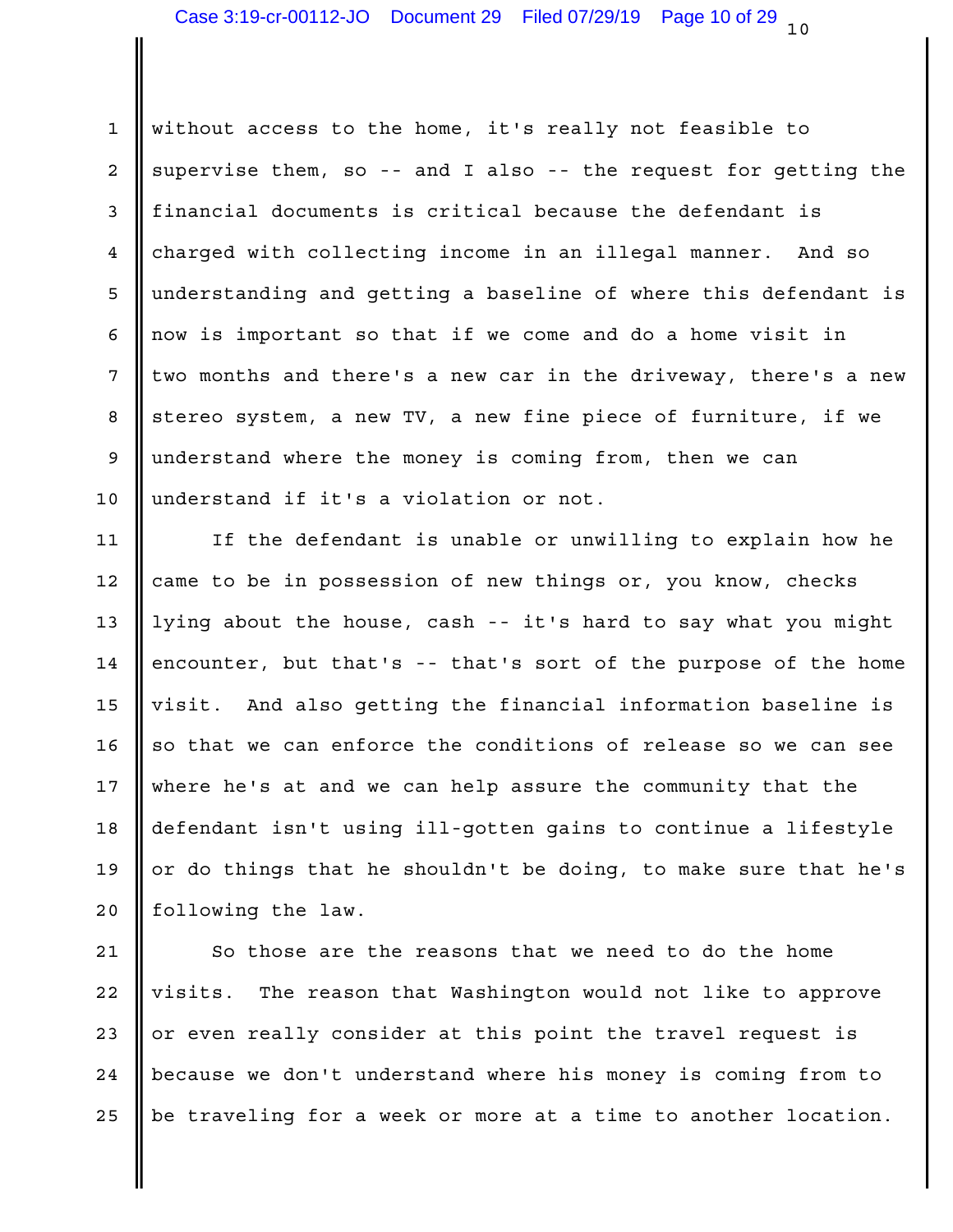without access to the home, it's really not feasible to supervise them, so -- and I also -- the request for getting the financial documents is critical because the defendant is charged with collecting income in an illegal manner. And so understanding and getting a baseline of where this defendant is now is important so that if we come and do a home visit in two months and there's a new car in the driveway, there's a new stereo system, a new TV, a new fine piece of furniture, if we understand where the money is coming from, then we can understand if it's a violation or not.

If the defendant is unable or unwilling to explain how he came to be in possession of new things or, you know, checks lying about the house, cash -- it's hard to say what you might encounter, but that's -- that's sort of the purpose of the home visit. And also getting the financial information baseline is so that we can enforce the conditions of release so we can see where he's at and we can help assure the community that the defendant isn't using ill-gotten gains to continue a lifestyle or do things that he shouldn't be doing, to make sure that he's following the law.

So those are the reasons that we need to do the home visits. The reason that Washington would not like to approve or even really consider at this point the travel request is because we don't understand where his money is coming from to be traveling for a week or more at a time to another location.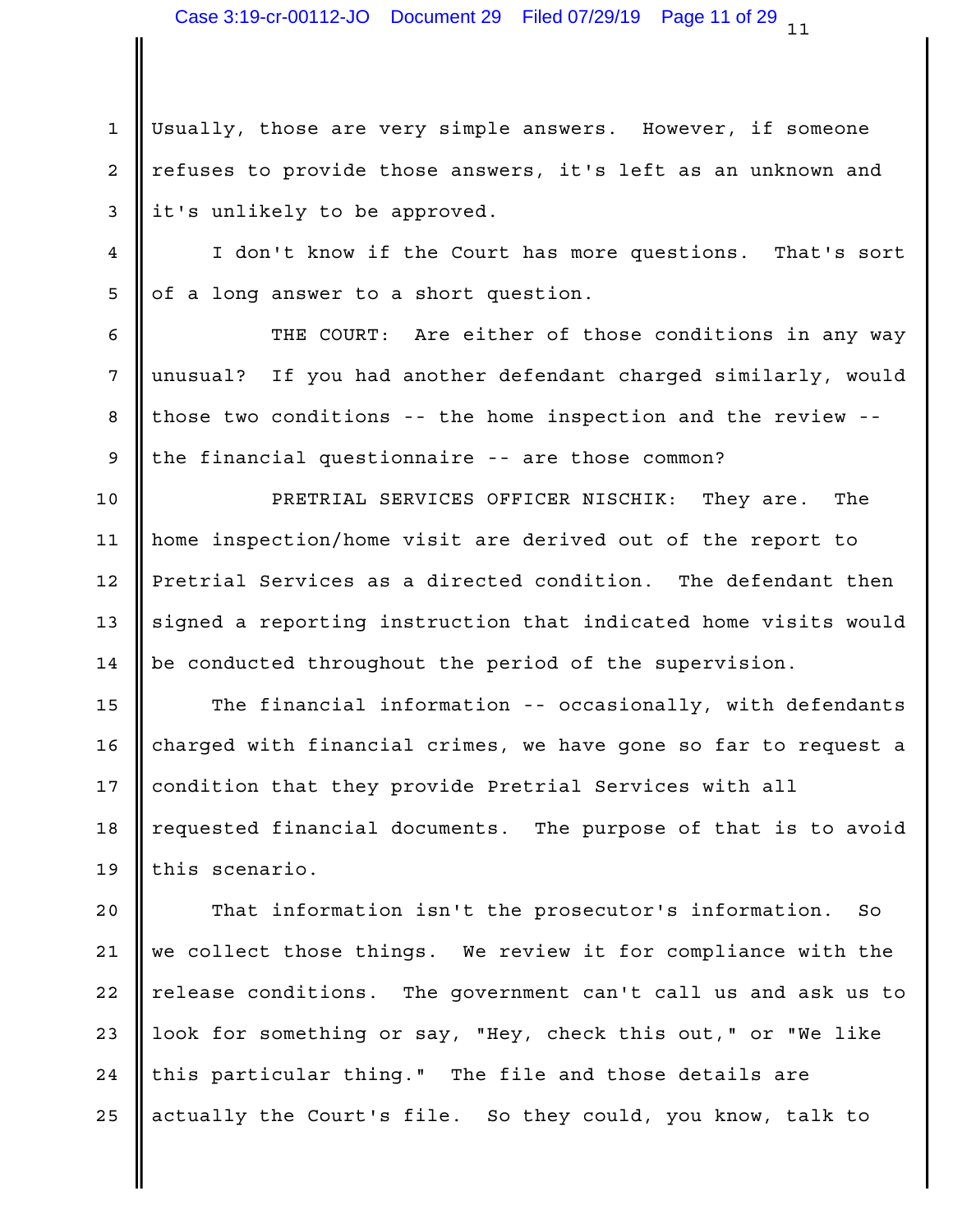Usually, those are very simple answers. However, if someone refuses to provide those answers, it's left as an unknown and it's unlikely to be approved.

I don't know if the Court has more questions. That's sort of a long answer to a short question.

THE COURT: Are either of those conditions in any way unusual? If you had another defendant charged similarly, would those two conditions -- the home inspection and the review -- the financial questionnaire -- are those common?

PRETRIAL SERVICES OFFICER NISCHIK: They are. The home inspection/home visit are derived out of the report to Pretrial Services as a directed condition. The defendant then signed a reporting instruction that indicated home visits would be conducted throughout the period of the supervision.

The financial information -- occasionally, with defendants charged with financial crimes, we have gone so far to request a condition that they provide Pretrial Services with all requested financial documents. The purpose of that is to avoid this scenario.

That information isn't the prosecutor's information. So we collect those things. We review it for compliance with the release conditions. The government can't call us and ask us to look for something or say, "Hey, check this out," or "We like this particular thing." The file and those details are actually the Court's file. So they could, you know, talk to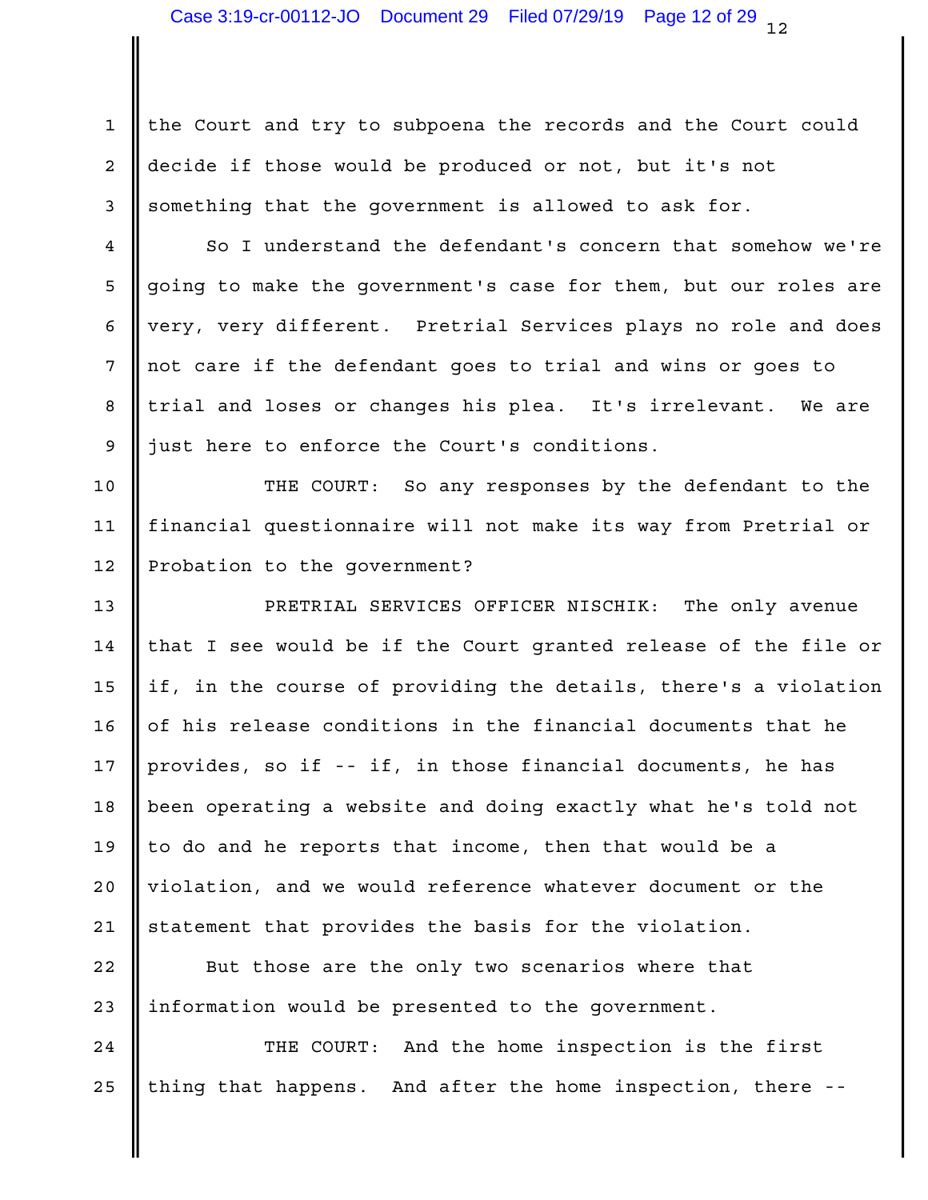the Court and try to subpoena the records and the Court could decide if those would be produced or not, but it's not something that the government is allowed to ask for.

So I understand the defendant's concern that somehow we're going to make the government's case for them, but our roles are very, very different. Pretrial Services plays no role and does not care if the defendant goes to trial and wins or goes to trial and loses or changes his plea. It's irrelevant. We are just here to enforce the Court's conditions.

THE COURT: So any responses by the defendant to the financial questionnaire will not make its way from Pretrial or Probation to the government?

PRETRIAL SERVICES OFFICER NISCHIK: The only avenue that I see would be if the Court granted release of the file or if, in the course of providing the details, there's a violation of his release conditions in the financial documents that he provides, so if -- if, in those financial documents, he has been operating a website and doing exactly what he's told not to do and he reports that income, then that would be a violation, and we would reference whatever document or the statement that provides the basis for the violation.

But those are the only two scenarios where that information would be presented to the government.

THE COURT: And the home inspection is the first thing that happens. And after the home inspection, there --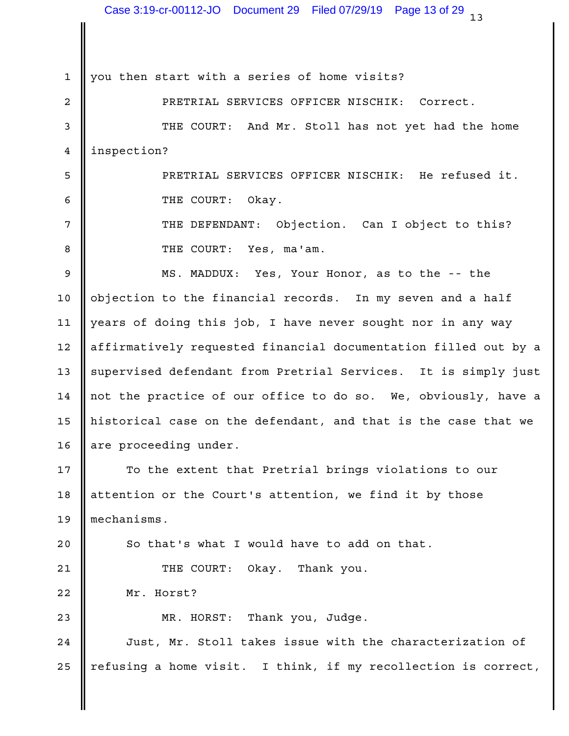you then start with a series of home visits?

PRETRIAL SERVICES OFFICER NISCHIK: Correct.

THE COURT: And Mr. Stoll has not yet had the home inspection?

PRETRIAL SERVICES OFFICER NISCHIK: He refused it.

THE COURT: Okay.

THE DEFENDANT: Objection. Can I object to this?

THE COURT: Yes, ma'am.

MS. MADDUX: Yes, Your Honor, as to the -- the objection to the financial records. In my seven and a half years of doing this job, I have never sought nor in any way affirmatively requested financial documentation filled out by a supervised defendant from Pretrial Services. It is simply just not the practice of our office to do so. We, obviously, have a historical case on the defendant, and that is the case that we are proceeding under.

To the extent that Pretrial brings violations to our attention or the Court's attention, we find it by those mechanisms.

So that's what I would have to add on that.

THE COURT: Okay. Thank you.

Mr. Horst?

MR. HORST: Thank you, Judge.

Just, Mr. Stoll takes issue with the characterization of refusing a home visit. I think, if my recollection is correct,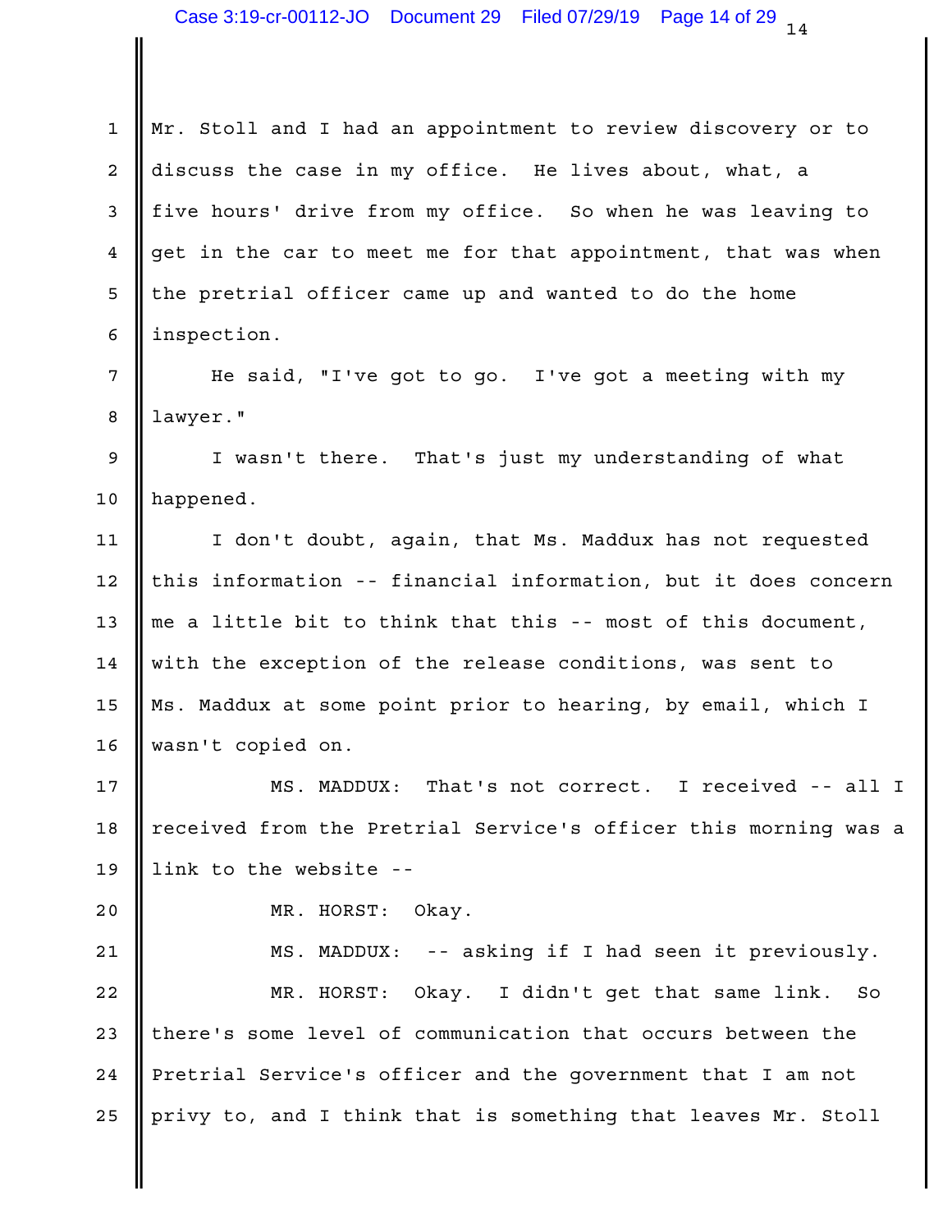Mr. Stoll and I had an appointment to review discovery or to discuss the case in my office. He lives about, what, a five hours' drive from my office. So when he was leaving to get in the car to meet me for that appointment, that was when the pretrial officer came up and wanted to do the home inspection.

He said, "I've got to go. I've got a meeting with my lawyer."

I wasn't there. That's just my understanding of what happened.

I don't doubt, again, that Ms. Maddux has not requested this information -- financial information, but it does concern me a little bit to think that this -- most of this document, with the exception of the release conditions, was sent to Ms. Maddux at some point prior to hearing, by email, which I wasn't copied on.

MS. MADDUX: That's not correct. I received -- all I received from the Pretrial Service's officer this morning was a link to the website --

MR. HORST: Okay.

MS. MADDUX: -- asking if I had seen it previously.

MR. HORST: Okay. I didn't get that same link. So there's some level of communication that occurs between the Pretrial Service's officer and the government that I am not privy to, and I think that is something that leaves Mr. Stoll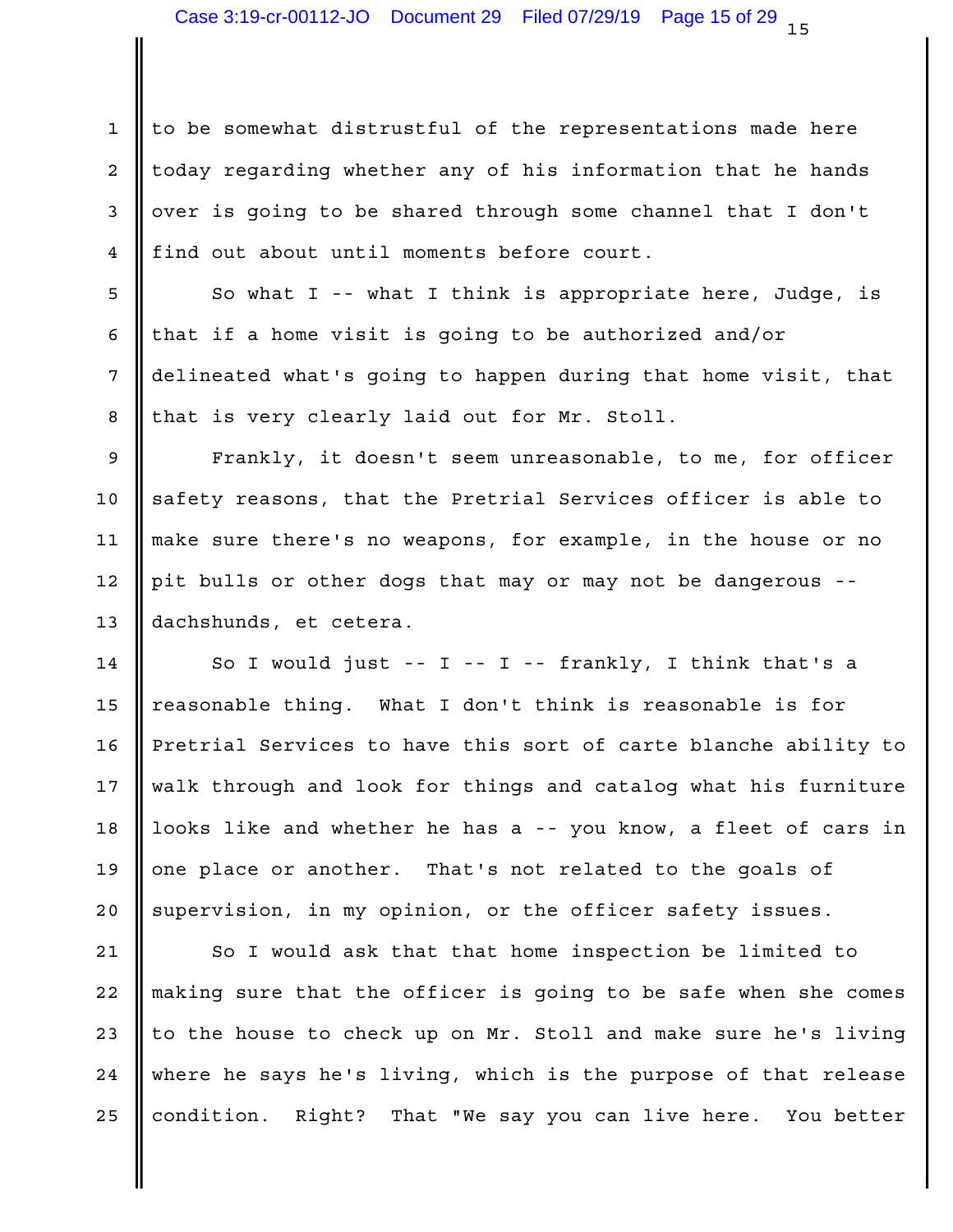to be somewhat distrustful of the representations made here today regarding whether any of his information that he hands over is going to be shared through some channel that I don't find out about until moments before court.

So what I -- what I think is appropriate here, Judge, is that if a home visit is going to be authorized and/or delineated what's going to happen during that home visit, that that is very clearly laid out for Mr. Stoll.

Frankly, it doesn't seem unreasonable, to me, for officer safety reasons, that the Pretrial Services officer is able to make sure there's no weapons, for example, in the house or no pit bulls or other dogs that may or may not be dangerous -- dachshunds, et cetera.

So I would just -- I -- I -- frankly, I think that's a reasonable thing. What I don't think is reasonable is for Pretrial Services to have this sort of carte blanche ability to walk through and look for things and catalog what his furniture looks like and whether he has a -- you know, a fleet of cars in one place or another. That's not related to the goals of supervision, in my opinion, or the officer safety issues.

So I would ask that that home inspection be limited to making sure that the officer is going to be safe when she comes to the house to check up on Mr. Stoll and make sure he's living where he says he's living, which is the purpose of that release condition. Right? That "We say you can live here. You better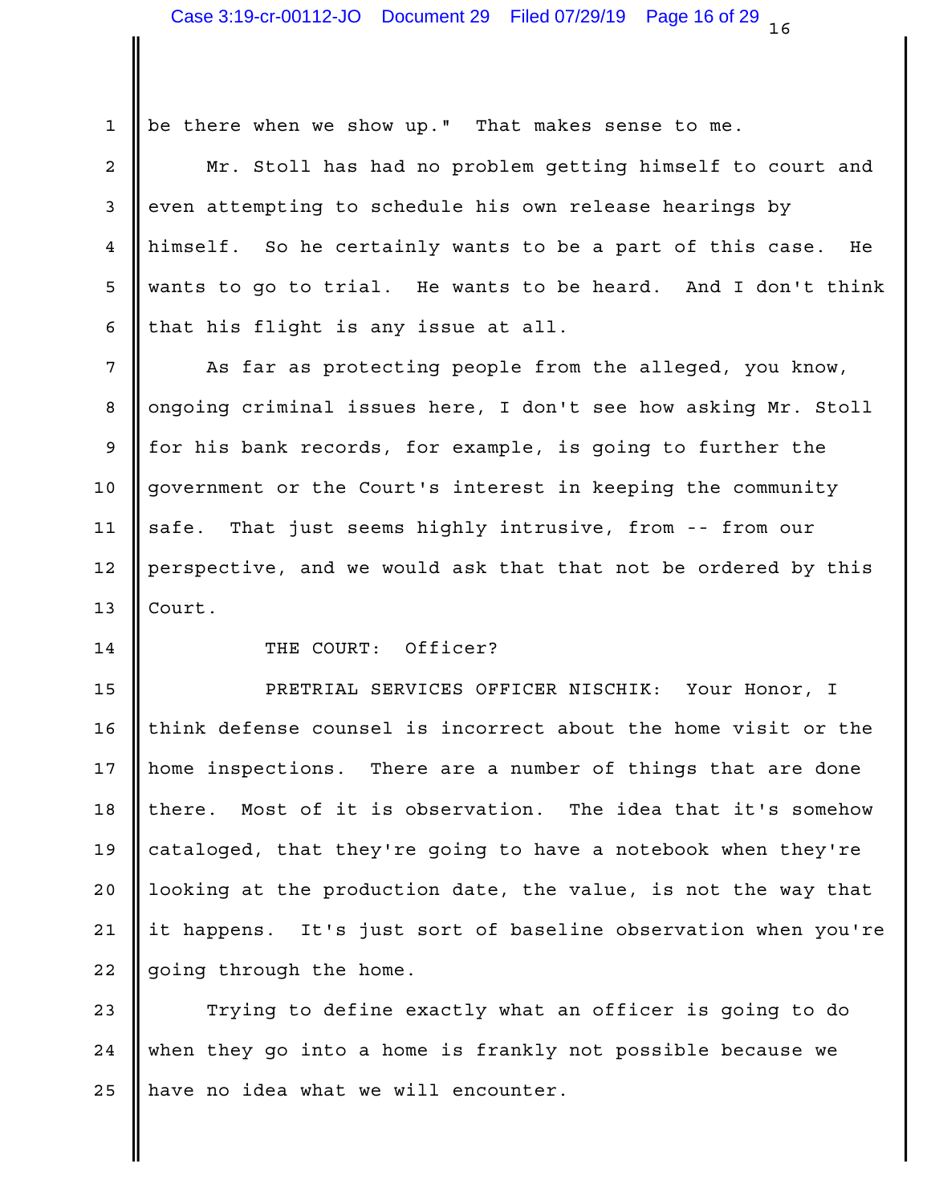be there when we show up." That makes sense to me.

Mr. Stoll has had no problem getting himself to court and even attempting to schedule his own release hearings by himself. So he certainly wants to be a part of this case. He wants to go to trial. He wants to be heard. And I don't think that his flight is any issue at all.

As far as protecting people from the alleged, you know, ongoing criminal issues here, I don't see how asking Mr. Stoll for his bank records, for example, is going to further the government or the Court's interest in keeping the community safe. That just seems highly intrusive, from -- from our perspective, and we would ask that that not be ordered by this Court.

THE COURT: Officer?

PRETRIAL SERVICES OFFICER NISCHIK: Your Honor, I think defense counsel is incorrect about the home visit or the home inspections. There are a number of things that are done there. Most of it is observation. The idea that it's somehow cataloged, that they're going to have a notebook when they're looking at the production date, the value, is not the way that it happens. It's just sort of baseline observation when you're going through the home.

Trying to define exactly what an officer is going to do when they go into a home is frankly not possible because we have no idea what we will encounter.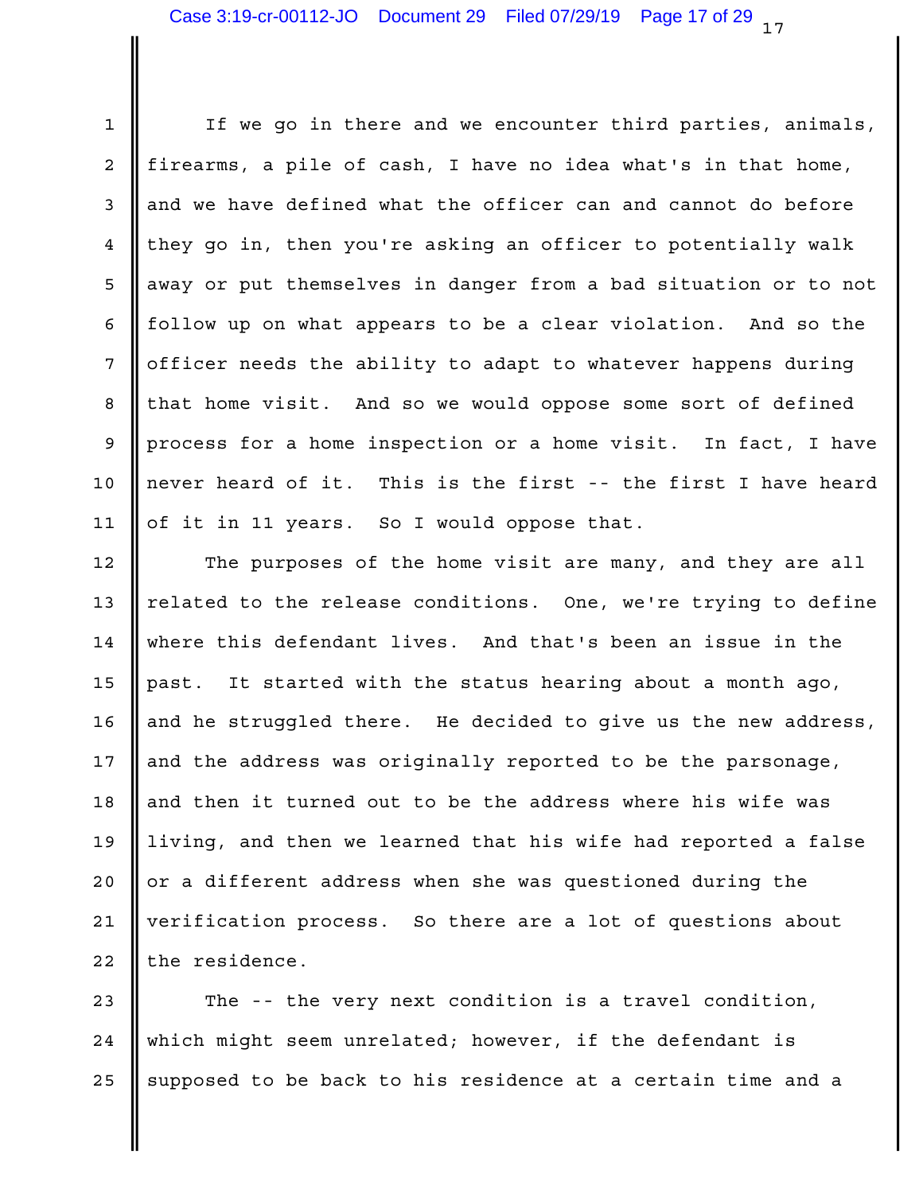If we go in there and we encounter third parties, animals, firearms, a pile of cash, I have no idea what's in that home, and we have defined what the officer can and cannot do before they go in, then you're asking an officer to potentially walk away or put themselves in danger from a bad situation or to not follow up on what appears to be a clear violation. And so the officer needs the ability to adapt to whatever happens during that home visit. And so we would oppose some sort of defined process for a home inspection or a home visit. In fact, I have never heard of it. This is the first -- the first I have heard of it in 11 years. So I would oppose that.

The purposes of the home visit are many, and they are all related to the release conditions. One, we're trying to define where this defendant lives. And that's been an issue in the past. It started with the status hearing about a month ago, and he struggled there. He decided to give us the new address, and the address was originally reported to be the parsonage, and then it turned out to be the address where his wife was living, and then we learned that his wife had reported a false or a different address when she was questioned during the verification process. So there are a lot of questions about the residence.

The -- the very next condition is a travel condition, which might seem unrelated; however, if the defendant is supposed to be back to his residence at a certain time and a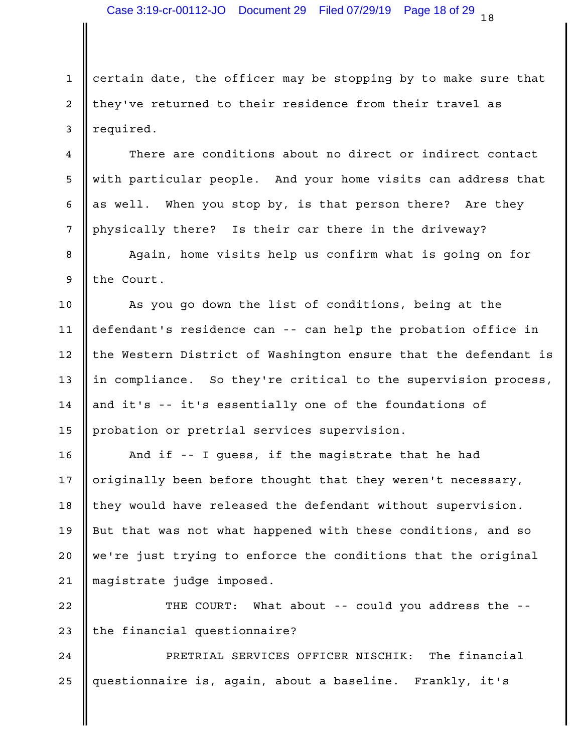certain date, the officer may be stopping by to make sure that they've returned to their residence from their travel as required.

There are conditions about no direct or indirect contact with particular people. And your home visits can address that as well. When you stop by, is that person there? Are they physically there? Is their car there in the driveway?

Again, home visits help us confirm what is going on for the Court.

As you go down the list of conditions, being at the defendant's residence can -- can help the probation office in the Western District of Washington ensure that the defendant is in compliance. So they're critical to the supervision process, and it's -- it's essentially one of the foundations of probation or pretrial services supervision.

And if -- I guess, if the magistrate that he had originally been before thought that they weren't necessary, they would have released the defendant without supervision. But that was not what happened with these conditions, and so we're just trying to enforce the conditions that the original magistrate judge imposed.

THE COURT: What about -- could you address the -- the financial questionnaire?

PRETRIAL SERVICES OFFICER NISCHIK: The financial questionnaire is, again, about a baseline. Frankly, it's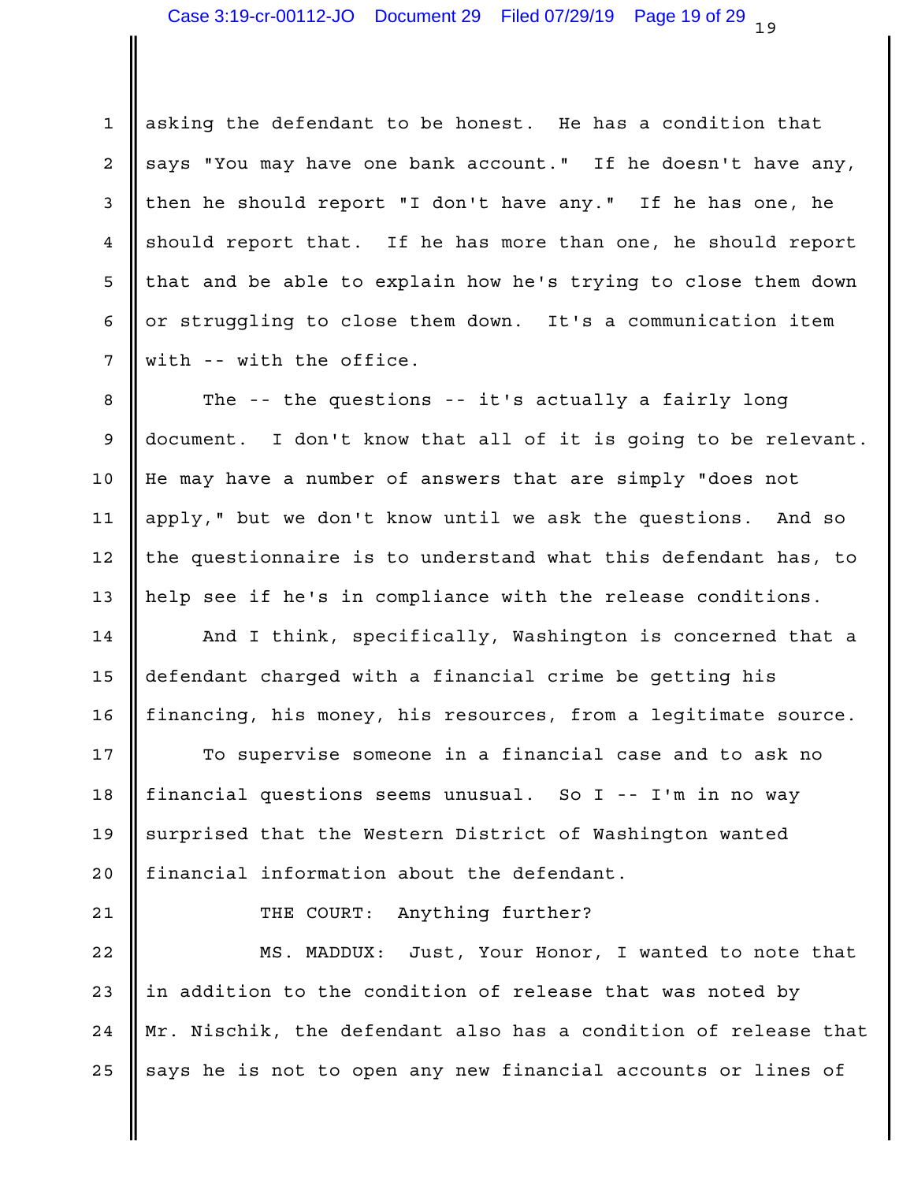asking the defendant to be honest. He has a condition that says "You may have one bank account." If he doesn't have any, then he should report "I don't have any." If he has one, he should report that. If he has more than one, he should report that and be able to explain how he's trying to close them down or struggling to close them down. It's a communication item with -- with the office.

The -- the questions -- it's actually a fairly long document. I don't know that all of it is going to be relevant. He may have a number of answers that are simply "does not apply," but we don't know until we ask the questions. And so the questionnaire is to understand what this defendant has, to help see if he's in compliance with the release conditions.

And I think, specifically, Washington is concerned that a defendant charged with a financial crime be getting his financing, his money, his resources, from a legitimate source.

To supervise someone in a financial case and to ask no financial questions seems unusual. So I -- I'm in no way surprised that the Western District of Washington wanted financial information about the defendant.

THE COURT: Anything further?

MS. MADDUX: Just, Your Honor, I wanted to note that in addition to the condition of release that was noted by Mr. Nischik, the defendant also has a condition of release that says he is not to open any new financial accounts or lines of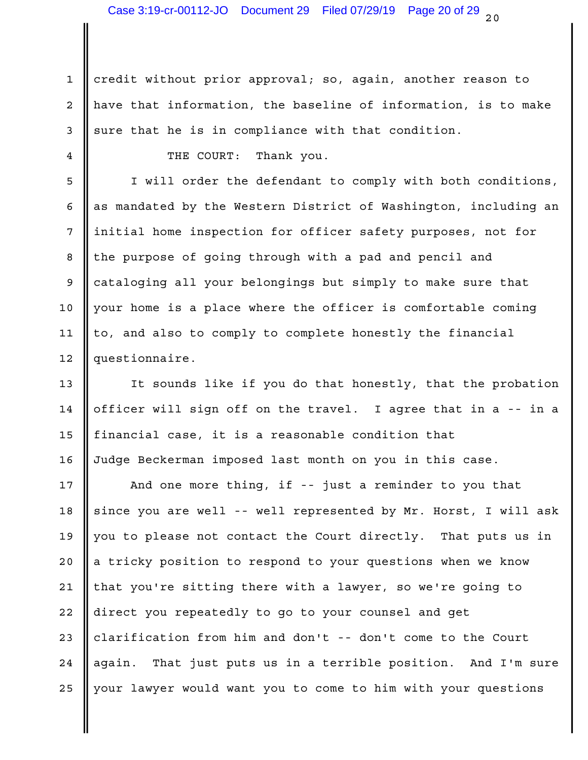credit without prior approval; so, again, another reason to have that information, the baseline of information, is to make sure that he is in compliance with that condition.

THE COURT: Thank you.

I will order the defendant to comply with both conditions, as mandated by the Western District of Washington, including an initial home inspection for officer safety purposes, not for the purpose of going through with a pad and pencil and cataloging all your belongings but simply to make sure that your home is a place where the officer is comfortable coming to, and also to comply to complete honestly the financial questionnaire.

It sounds like if you do that honestly, that the probation officer will sign off on the travel. I agree that in a -- in a financial case, it is a reasonable condition that Judge Beckerman imposed last month on you in this case.

And one more thing, if -- just a reminder to you that since you are well -- well represented by Mr. Horst, I will ask you to please not contact the Court directly. That puts us in a tricky position to respond to your questions when we know that you're sitting there with a lawyer, so we're going to direct you repeatedly to go to your counsel and get clarification from him and don't -- don't come to the Court again. That just puts us in a terrible position. And I'm sure your lawyer would want you to come to him with your questions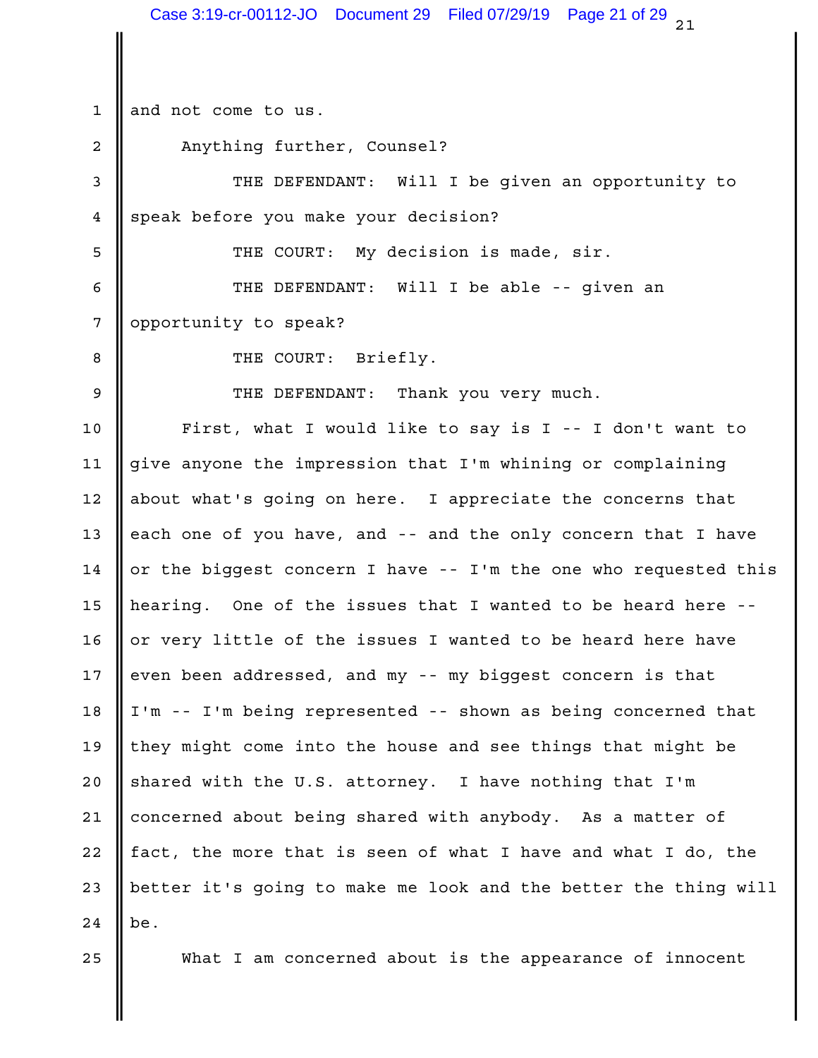and not come to us.

Anything further, Counsel?

THE DEFENDANT: Will I be given an opportunity to speak before you make your decision?

THE COURT: My decision is made, sir.

THE DEFENDANT: Will I be able -- given an opportunity to speak?

THE COURT: Briefly.

THE DEFENDANT: Thank you very much.

First, what I would like to say is I -- I don't want to give anyone the impression that I'm whining or complaining about what's going on here. I appreciate the concerns that each one of you have, and -- and the only concern that I have or the biggest concern I have -- I'm the one who requested this hearing. One of the issues that I wanted to be heard here -- or very little of the issues I wanted to be heard here have even been addressed, and my -- my biggest concern is that I'm -- I'm being represented -- shown as being concerned that they might come into the house and see things that might be shared with the U.S. attorney. I have nothing that I'm concerned about being shared with anybody. As a matter of fact, the more that is seen of what I have and what I do, the better it's going to make me look and the better the thing will be.

What I am concerned about is the appearance of innocent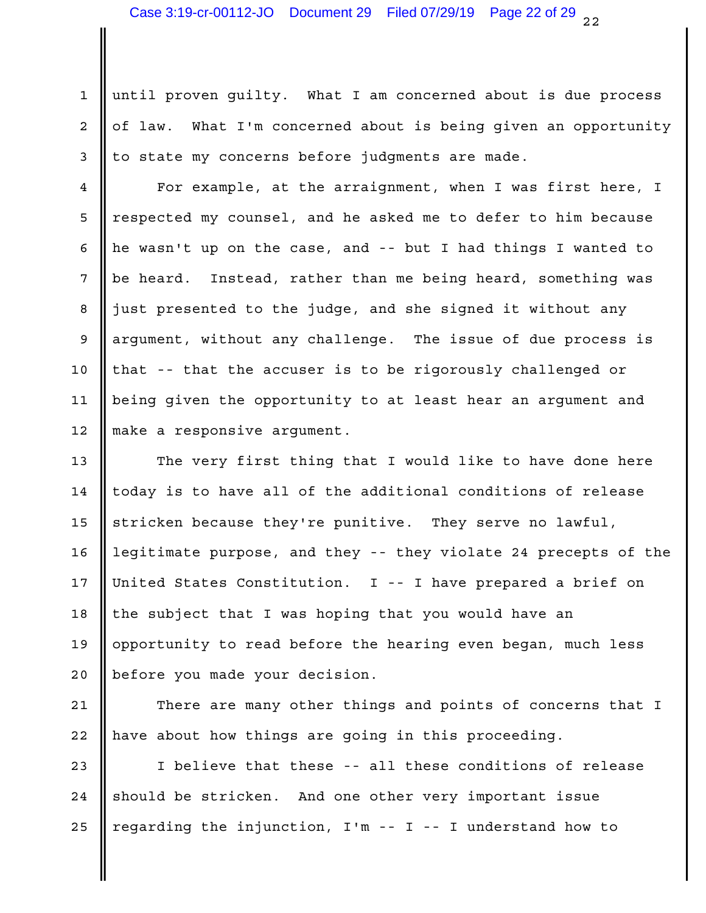until proven guilty. What I am concerned about is due process of law. What I'm concerned about is being given an opportunity to state my concerns before judgments are made.

For example, at the arraignment, when I was first here, I respected my counsel, and he asked me to defer to him because he wasn't up on the case, and -- but I had things I wanted to be heard. Instead, rather than me being heard, something was just presented to the judge, and she signed it without any argument, without any challenge. The issue of due process is that -- that the accuser is to be rigorously challenged or being given the opportunity to at least hear an argument and make a responsive argument.

The very first thing that I would like to have done here today is to have all of the additional conditions of release stricken because they're punitive. They serve no lawful, legitimate purpose, and they -- they violate 24 precepts of the United States Constitution. I -- I have prepared a brief on the subject that I was hoping that you would have an opportunity to read before the hearing even began, much less before you made your decision.

There are many other things and points of concerns that I have about how things are going in this proceeding.

I believe that these -- all these conditions of release should be stricken. And one other very important issue regarding the injunction, I'm -- I -- I understand how to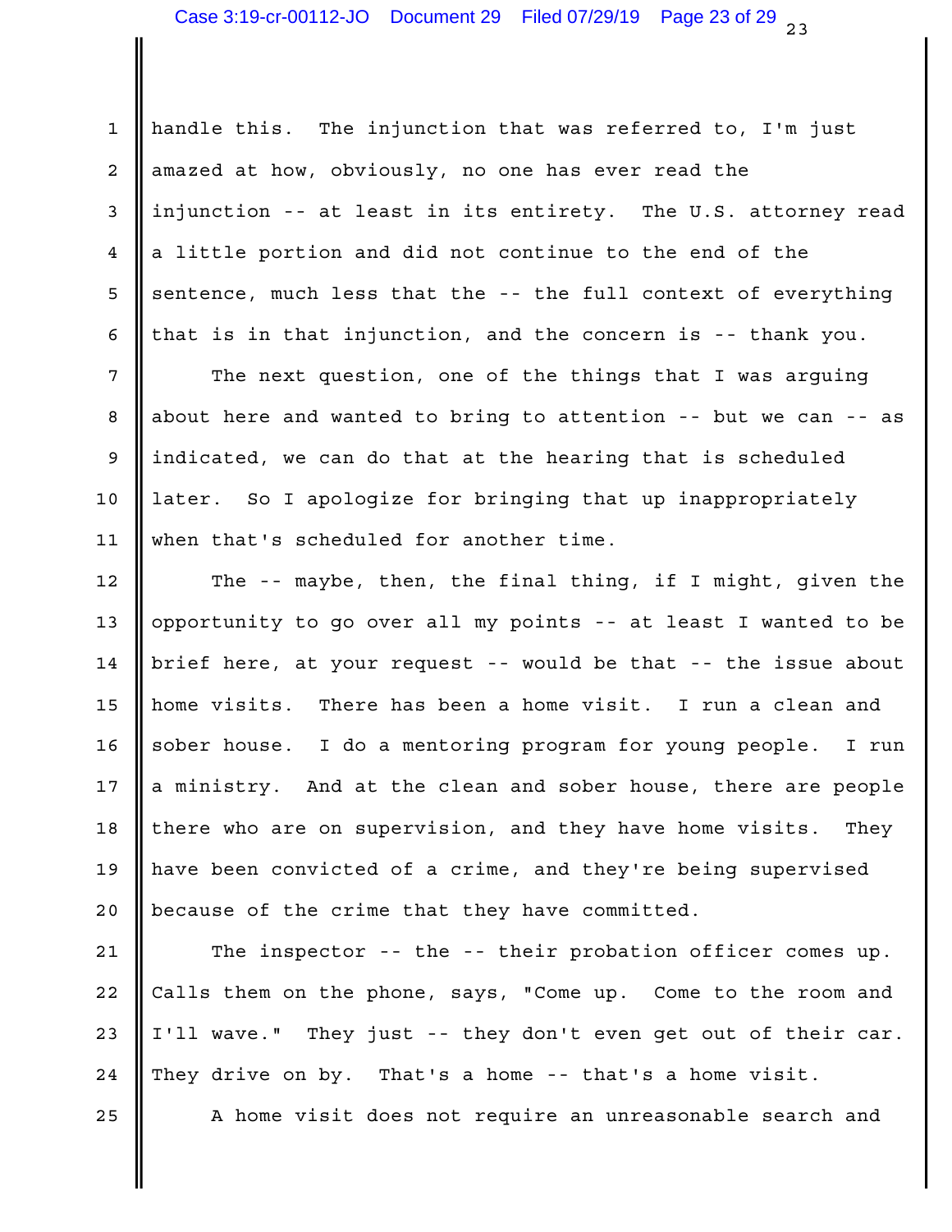handle this. The injunction that was referred to, I'm just amazed at how, obviously, no one has ever read the injunction -- at least in its entirety. The U.S. attorney read a little portion and did not continue to the end of the sentence, much less that the -- the full context of everything that is in that injunction, and the concern is -- thank you.

The next question, one of the things that I was arguing about here and wanted to bring to attention -- but we can -- as indicated, we can do that at the hearing that is scheduled later. So I apologize for bringing that up inappropriately when that's scheduled for another time.

The -- maybe, then, the final thing, if I might, given the opportunity to go over all my points -- at least I wanted to be brief here, at your request -- would be that -- the issue about home visits. There has been a home visit. I run a clean and sober house. I do a mentoring program for young people. I run a ministry. And at the clean and sober house, there are people there who are on supervision, and they have home visits. They have been convicted of a crime, and they're being supervised because of the crime that they have committed.

The inspector -- the -- their probation officer comes up. Calls them on the phone, says, "Come up. Come to the room and I'll wave." They just -- they don't even get out of their car. They drive on by. That's a home -- that's a home visit.

A home visit does not require an unreasonable search and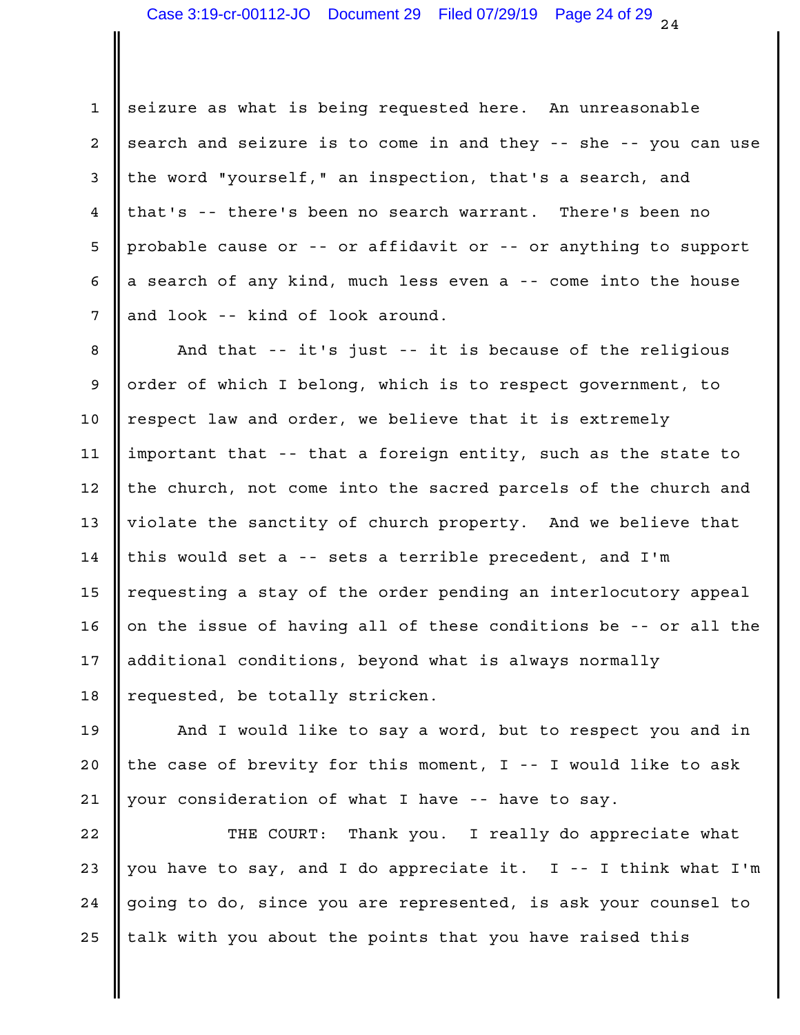seizure as what is being requested here. An unreasonable search and seizure is to come in and they -- she -- you can use the word "yourself," an inspection, that's a search, and that's -- there's been no search warrant. There's been no probable cause or -- or affidavit or -- or anything to support a search of any kind, much less even a -- come into the house and look -- kind of look around.

And that -- it's just -- it is because of the religious order of which I belong, which is to respect government, to respect law and order, we believe that it is extremely important that -- that a foreign entity, such as the state to the church, not come into the sacred parcels of the church and violate the sanctity of church property. And we believe that this would set a -- sets a terrible precedent, and I'm requesting a stay of the order pending an interlocutory appeal on the issue of having all of these conditions be -- or all the additional conditions, beyond what is always normally requested, be totally stricken.

And I would like to say a word, but to respect you and in the case of brevity for this moment, I -- I would like to ask your consideration of what I have -- have to say.

THE COURT: Thank you. I really do appreciate what you have to say, and I do appreciate it. I -- I think what I'm going to do, since you are represented, is ask your counsel to talk with you about the points that you have raised this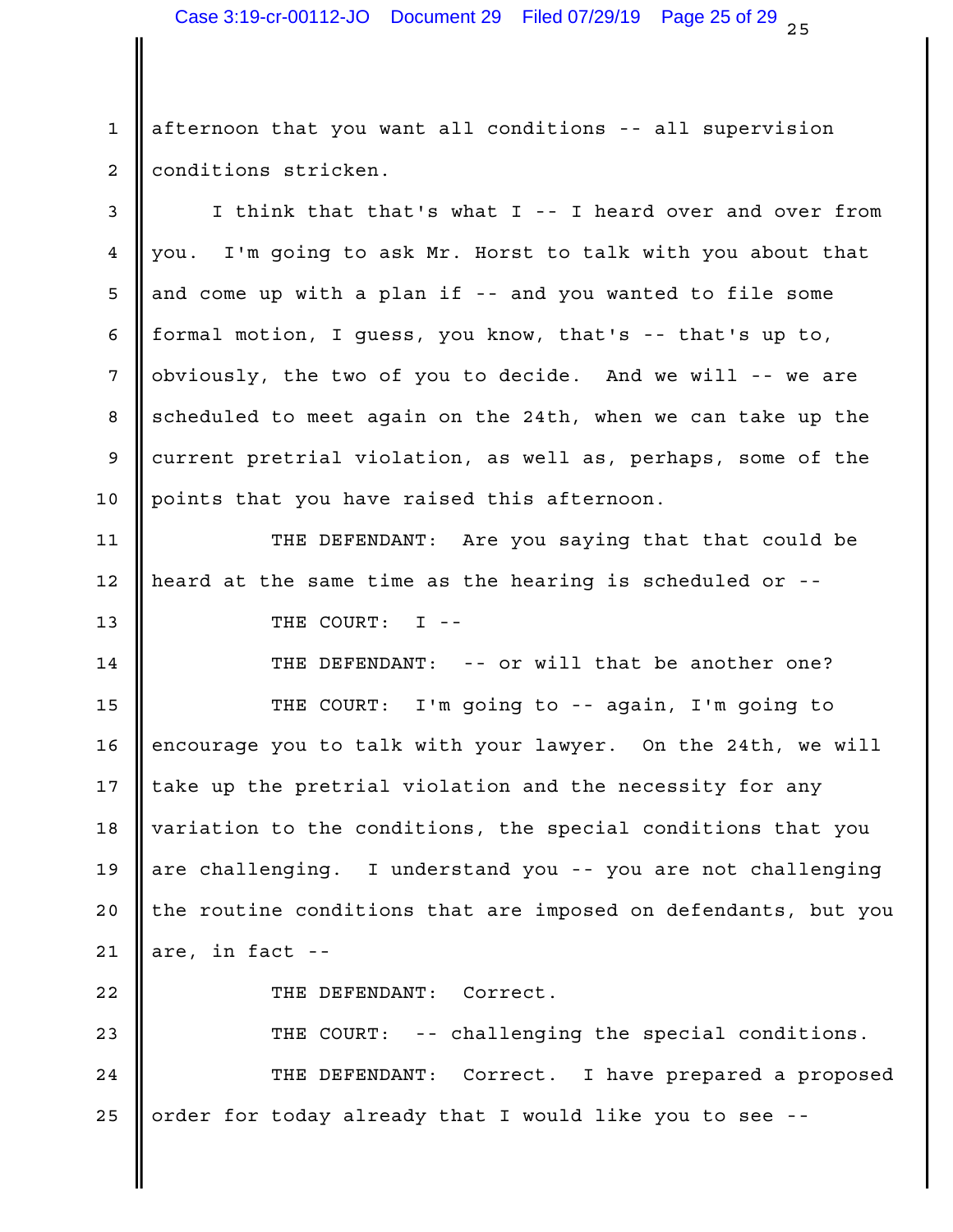afternoon that you want all conditions -- all supervision conditions stricken.

I think that that's what I -- I heard over and over from you. I'm going to ask Mr. Horst to talk with you about that and come up with a plan if -- and you wanted to file some formal motion, I guess, you know, that's -- that's up to, obviously, the two of you to decide. And we will -- we are scheduled to meet again on the 24th, when we can take up the current pretrial violation, as well as, perhaps, some of the points that you have raised this afternoon.

THE DEFENDANT: Are you saying that that could be heard at the same time as the hearing is scheduled or --

THE COURT: I --

THE DEFENDANT: -- or will that be another one?

THE COURT: I'm going to -- again, I'm going to encourage you to talk with your lawyer. On the 24th, we will take up the pretrial violation and the necessity for any variation to the conditions, the special conditions that you are challenging. I understand you -- you are not challenging the routine conditions that are imposed on defendants, but you are, in fact --

THE DEFENDANT: Correct.

THE COURT: -- challenging the special conditions.

THE DEFENDANT: Correct. I have prepared a proposed order for today already that I would like you to see --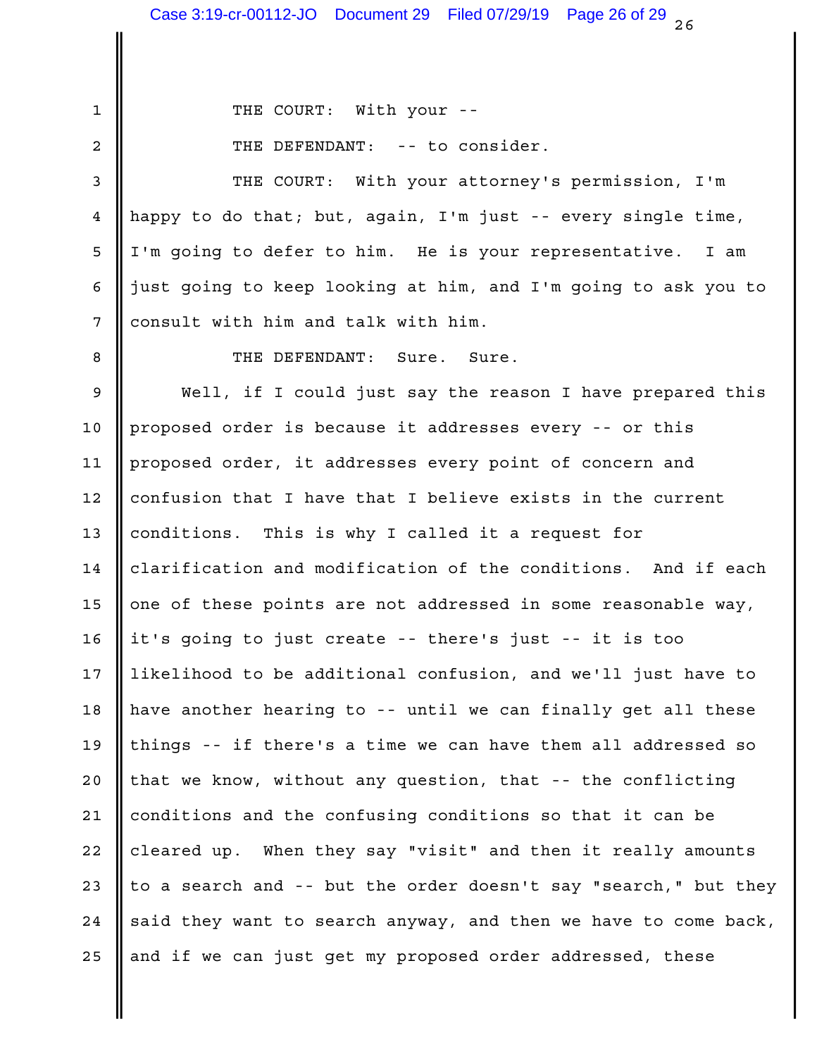THE COURT: With your --

THE DEFENDANT: -- to consider.

THE COURT: With your attorney's permission, I'm happy to do that; but, again, I'm just -- every single time, I'm going to defer to him. He is your representative. I am just going to keep looking at him, and I'm going to ask you to consult with him and talk with him.

THE DEFENDANT: Sure. Sure.

Well, if I could just say the reason I have prepared this proposed order is because it addresses every -- or this proposed order, it addresses every point of concern and confusion that I have that I believe exists in the current conditions. This is why I called it a request for clarification and modification of the conditions. And if each one of these points are not addressed in some reasonable way, it's going to just create -- there's just -- it is too likelihood to be additional confusion, and we'll just have to have another hearing to -- until we can finally get all these things -- if there's a time we can have them all addressed so that we know, without any question, that -- the conflicting conditions and the confusing conditions so that it can be cleared up. When they say "visit" and then it really amounts to a search and -- but the order doesn't say "search," but they said they want to search anyway, and then we have to come back, and if we can just get my proposed order addressed, these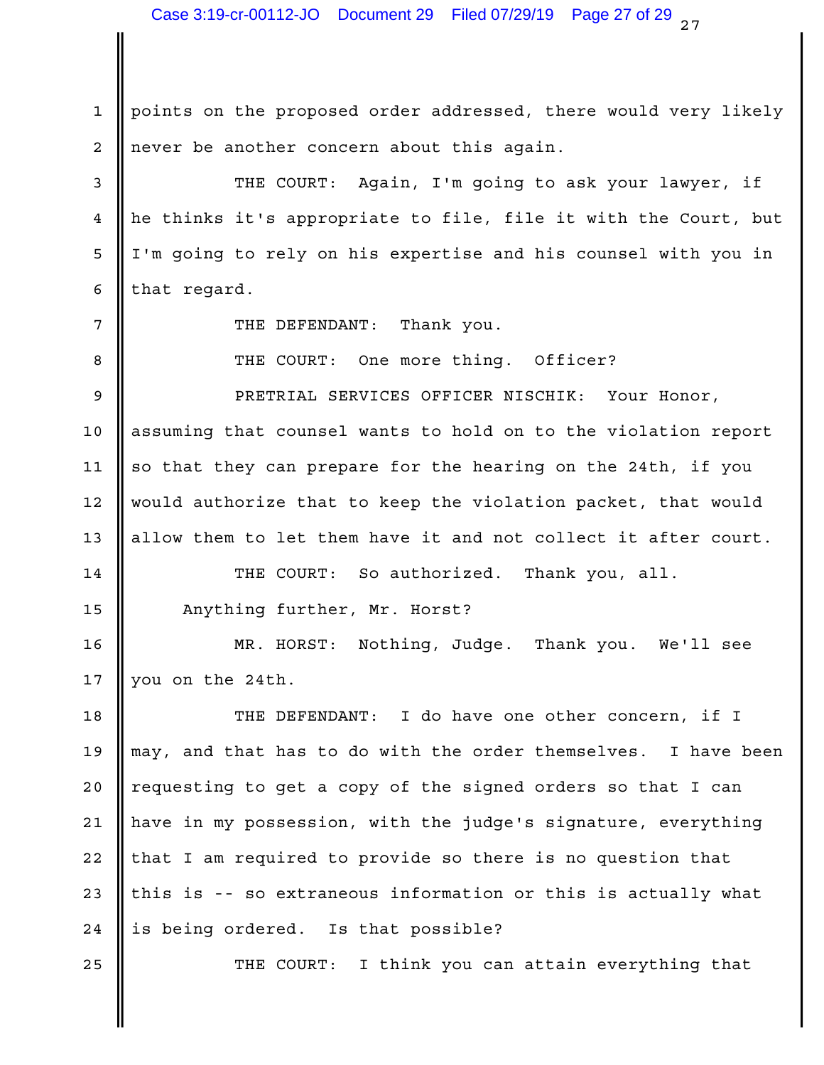points on the proposed order addressed, there would very likely never be another concern about this again.

THE COURT: Again, I'm going to ask your lawyer, if he thinks it's appropriate to file, file it with the Court, but I'm going to rely on his expertise and his counsel with you in that regard.

THE DEFENDANT: Thank you.

THE COURT: One more thing. Officer?

PRETRIAL SERVICES OFFICER NISCHIK: Your Honor, assuming that counsel wants to hold on to the violation report so that they can prepare for the hearing on the 24th, if you would authorize that to keep the violation packet, that would allow them to let them have it and not collect it after court.

THE COURT: So authorized. Thank you, all.

Anything further, Mr. Horst?

MR. HORST: Nothing, Judge. Thank you. We'll see you on the 24th.

THE DEFENDANT: I do have one other concern, if I may, and that has to do with the order themselves. I have been requesting to get a copy of the signed orders so that I can have in my possession, with the judge's signature, everything that I am required to provide so there is no question that this is -- so extraneous information or this is actually what is being ordered. Is that possible?

THE COURT: I think you can attain everything that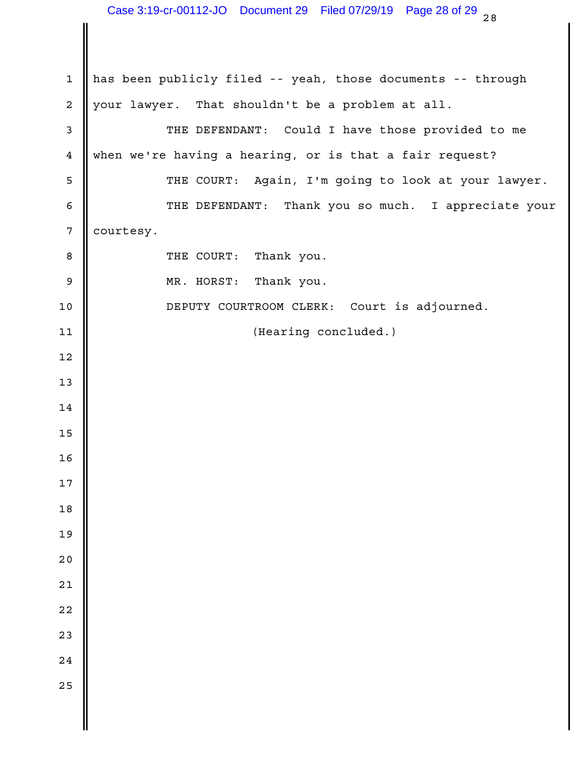has been publicly filed -- yeah, those documents -- through your lawyer. That shouldn't be a problem at all.

THE DEFENDANT: Could I have those provided to me when we're having a hearing, or is that a fair request?

THE COURT: Again, I'm going to look at your lawyer.

THE DEFENDANT: Thank you so much. I appreciate your courtesy.

THE COURT: Thank you.

MR. HORST: Thank you.

DEPUTY COURTROOM CLERK: Court is adjourned.

(Hearing concluded.)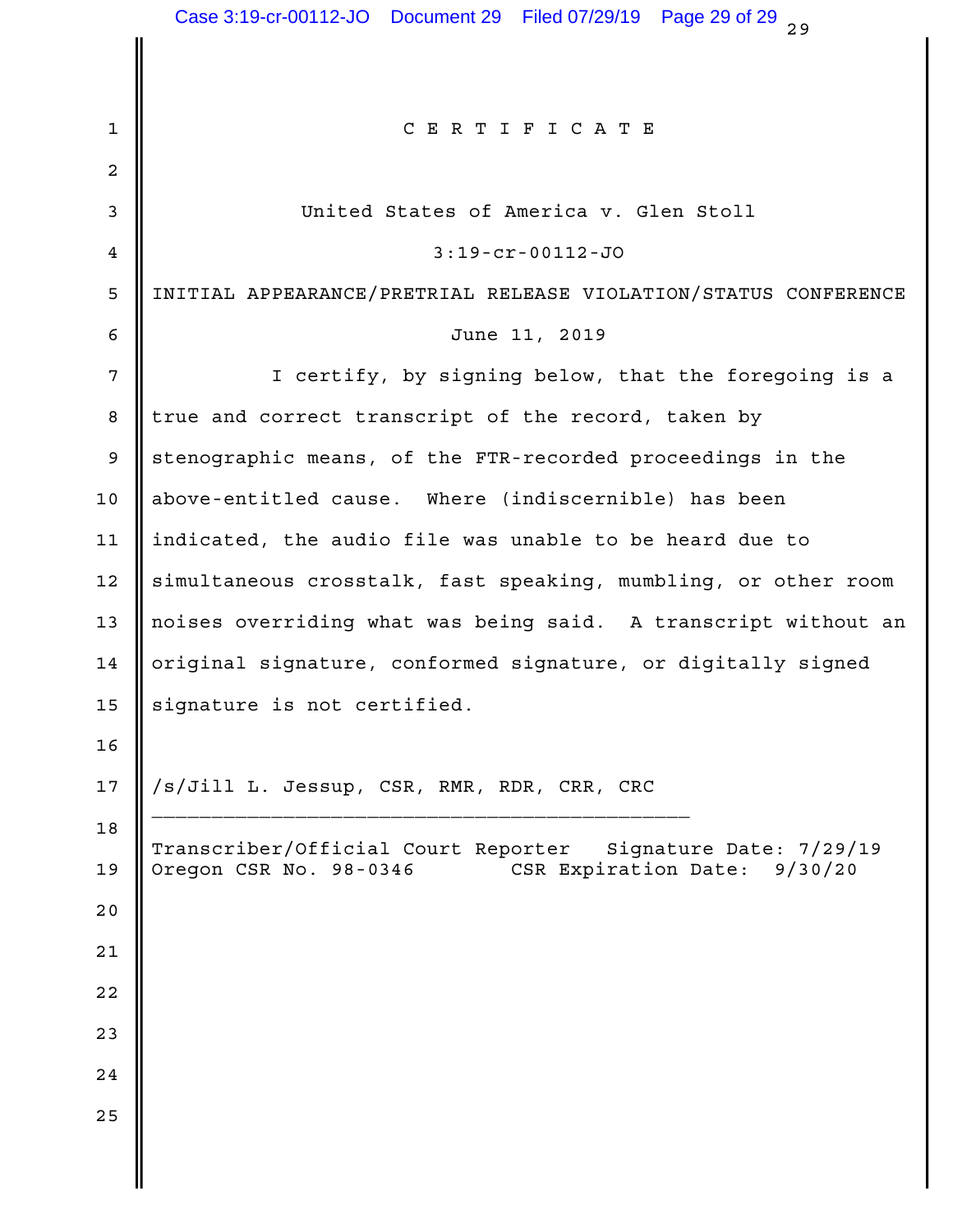# C E R T I F I C A T E

United States of America v. Glen Stoll

3:19-cr-00112-JO

INITIAL APPEARANCE/PRETRIAL RELEASE VIOLATION/STATUS CONFERENCE

June 11, 2019

I certify, by signing below, that the foregoing is a true and correct transcript of the record, taken by stenographic means, of the FTR-recorded proceedings in the above-entitled cause. Where (indiscernible) has been indicated, the audio file was unable to be heard due to simultaneous crosstalk, fast speaking, mumbling, or other room noises overriding what was being said. A transcript without an original signature, conformed signature, or digitally signed signature is not certified.

/s/Jill L. Jessup, CSR, RMR, RDR, CRR, CRC
\_\_\_\_\_\_\_\_\_\_\_\_\_\_\_\_\_\_\_\_\_\_\_\_\_\_\_\_\_\_\_\_\_\_\_\_\_\_\_\_\_\_\_\_\_
Transcriber/Official Court Reporter Signature Date: 7/29/19
Oregon CSR No. 98-0346 CSR Expiration Date: 9/30/20